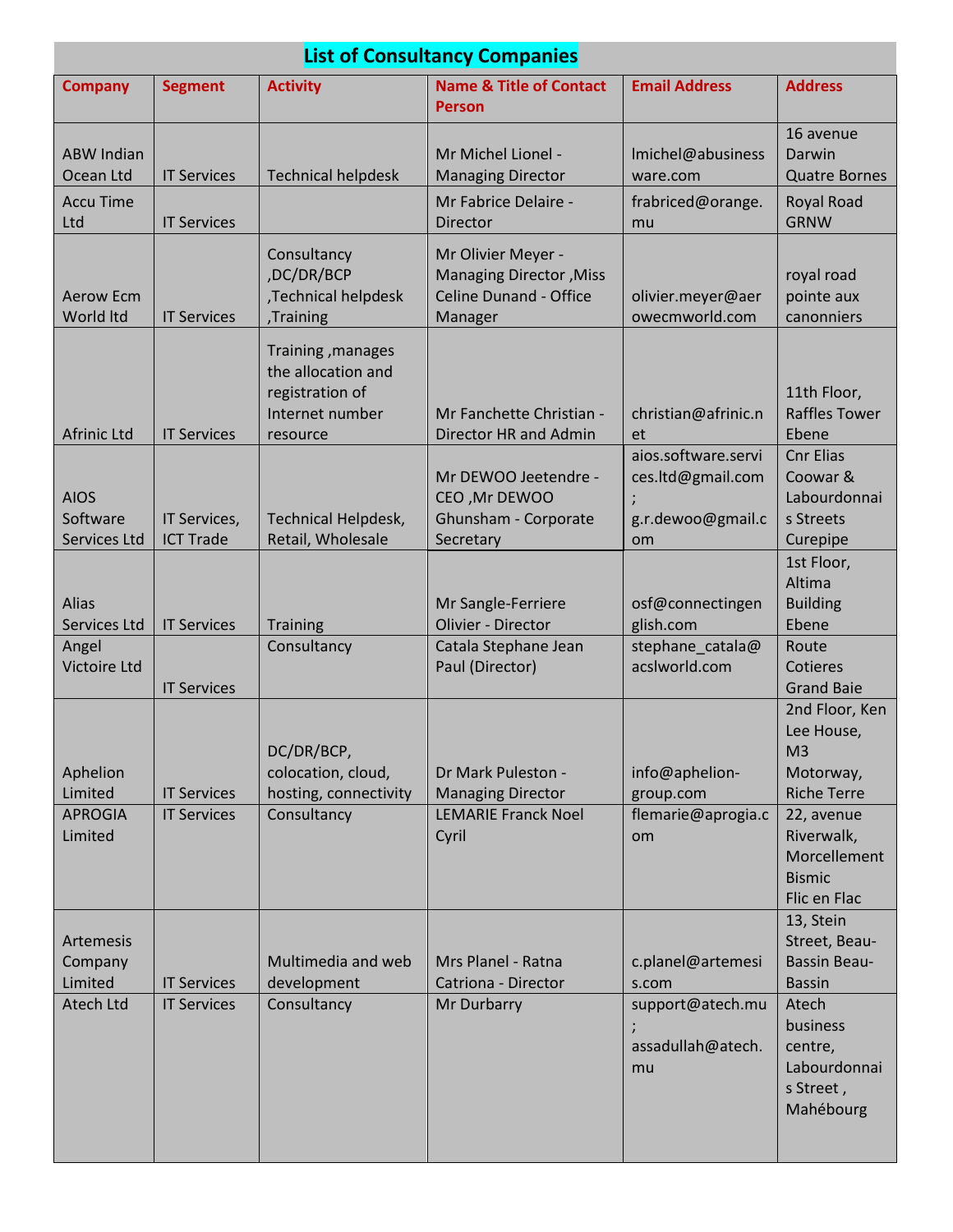# List of Consultancy Companies

| Company | Segment | Activity | Name & Title of Contact Person | Email Address | Address |
|---|---|---|---|---|---|
| ABW Indian Ocean Ltd | IT Services | Technical helpdesk | Mr Michel Lionel - Managing Director | lmichel@abusinessware.com | 16 avenue Darwin Quatre Bornes |
| Accu Time Ltd | IT Services | | Mr Fabrice Delaire - Director | frabriced@orange.mu | Royal Road GRNW |
| Aerow Ecm World ltd | IT Services | Consultancy ,DC/DR/BCP ,Technical helpdesk ,Training | Mr Olivier Meyer - Managing Director ,Miss Celine Dunand - Office Manager | olivier.meyer@aerowecmworld.com | royal road pointe aux canonniers |
| Afrinic Ltd | IT Services | Training ,manages the allocation and registration of Internet number resource | Mr Fanchette Christian - Director HR and Admin | christian@afrinic.net | 11th Floor, Raffles Tower Ebene |
| AIOS Software Services Ltd | IT Services, ICT Trade | Technical Helpdesk, Retail, Wholesale | Mr DEWOO Jeetendre - CEO ,Mr DEWOO Ghunsham - Corporate Secretary | aios.software.services.ltd@gmail.com ; g.r.dewoo@gmail.com | Cnr Elias Coowar & Labourdonnais Streets Curepipe |
| Alias Services Ltd | IT Services | Training | Mr Sangle-Ferriere Olivier - Director | osf@connectingenglish.com | 1st Floor, Altima Building Ebene |
| Angel Victoire Ltd | IT Services | Consultancy | Catala Stephane Jean Paul (Director) | stephane_catala@acslworld.com | Route Cotieres Grand Baie |
| Aphelion Limited | IT Services | DC/DR/BCP, colocation, cloud, hosting, connectivity | Dr Mark Puleston - Managing Director | info@aphelion-group.com | 2nd Floor, Ken Lee House, M3 Motorway, Riche Terre |
| APROGIA Limited | IT Services | Consultancy | LEMARIE Franck Noel Cyril | flemarie@aprogia.com | 22, avenue Riverwalk, Morcellement Bismic Flic en Flac |
| Artemesis Company Limited | IT Services | Multimedia and web development | Mrs Planel - Ratna Catriona - Director | c.planel@artemesis.com | 13, Stein Street, Beau-Bassin Beau-Bassin |
| Atech Ltd | IT Services | Consultancy | Mr Durbarry | support@atech.mu ; assadullah@atech.mu | Atech business centre, Labourdonnais Street , Mahébourg |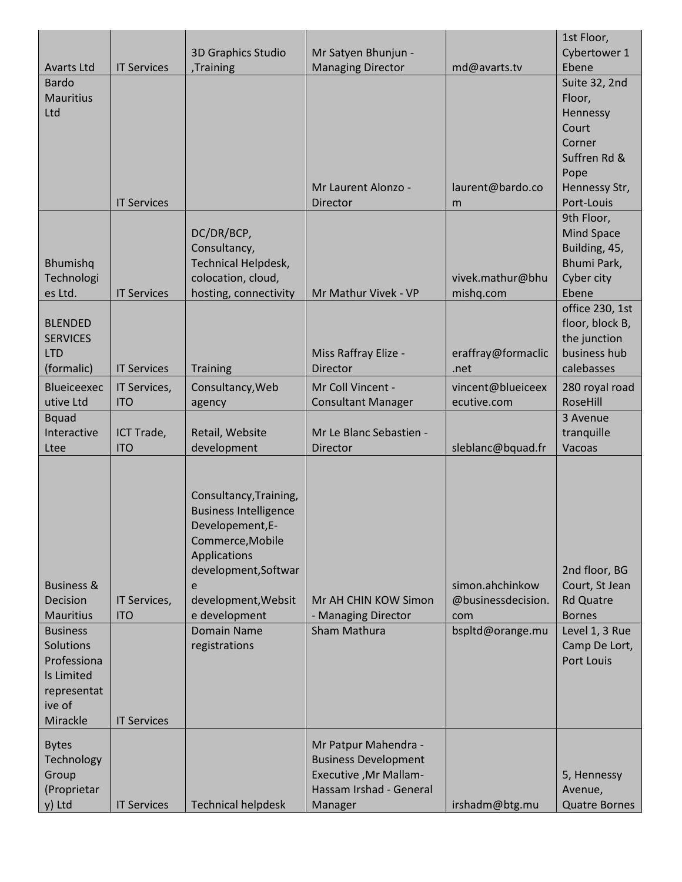| | | | | | |
|---|---|---|---|---|---|
| Avarts Ltd | IT Services | 3D Graphics Studio ,Training | Mr Satyen Bhunjun - Managing Director | md@avarts.tv | 1st Floor, Cybertower 1 Ebene |
| Bardo Mauritius Ltd | IT Services | | Mr Laurent Alonzo - Director | laurent@bardo.com | Suite 32, 2nd Floor, Hennessy Court Corner Suffren Rd & Pope Hennessy Str, Port-Louis |
| Bhumishq Technologies Ltd. | IT Services | DC/DR/BCP, Consultancy, Technical Helpdesk, colocation, cloud, hosting, connectivity | Mr Mathur Vivek - VP | vivek.mathur@bhumishq.com | 9th Floor, Mind Space Building, 45, Bhumi Park, Cyber city Ebene |
| BLENDED SERVICES LTD (formalic) | IT Services | Training | Miss Raffray Elize - Director | eraffray@formaclic.net | office 230, 1st floor, block B, the junction business hub calebasses |
| Blueiceexecutive Ltd | IT Services, ITO | Consultancy,Web agency | Mr Coll Vincent - Consultant Manager | vincent@blueiceexecutive.com | 280 royal road RoseHill |
| Bquad Interactive Ltee | ICT Trade, ITO | Retail, Website development | Mr Le Blanc Sebastien - Director | sleblanc@bquad.fr | 3 Avenue tranquille Vacoas |
| Business & Decision Mauritius | IT Services, ITO | Consultancy,Training, Business Intelligence Developement,E-Commerce,Mobile Applications development,Software development,Website development | Mr AH CHIN KOW Simon - Managing Director | simon.ahchinkow@businessdecision.com | 2nd floor, BG Court, St Jean Rd Quatre Bornes |
| Business Solutions Professionals Limited representative of Mirackle | IT Services | Domain Name registrations | Sham Mathura | bspltd@orange.mu | Level 1, 3 Rue Camp De Lort, Port Louis |
| Bytes Technology Group (Proprietary) Ltd | IT Services | Technical helpdesk | Mr Patpur Mahendra - Business Development Executive ,Mr Mallam-Hassam Irshad - General Manager | irshadm@btg.mu | 5, Hennessy Avenue, Quatre Bornes |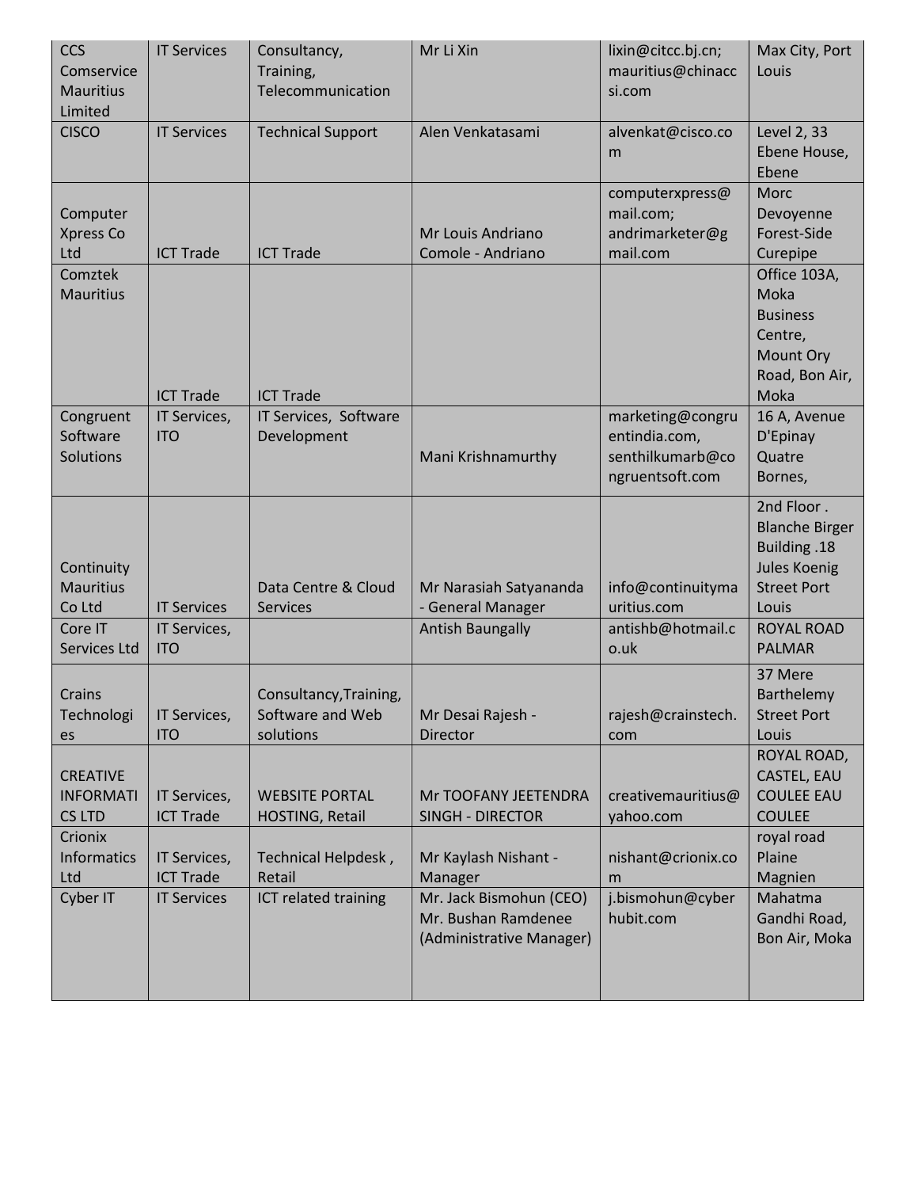| | | | | | |
|---|---|---|---|---|---|
| CCS Comservice Mauritius Limited | IT Services | Consultancy, Training, Telecommunication | Mr Li Xin | lixin@citcc.bj.cn; mauritius@chinaccsi.com | Max City, Port Louis |
| CISCO | IT Services | Technical Support | Alen Venkatasami | alvenkat@cisco.com | Level 2, 33 Ebene House, Ebene |
| Computer Xpress Co Ltd | ICT Trade | ICT Trade | Mr Louis Andriano Comole - Andriano | computerxpress@mail.com; andrimarketer@gmail.com | Morc Devoyenne Forest-Side Curepipe |
| Comztek Mauritius | ICT Trade | ICT Trade | | | Office 103A, Moka Business Centre, Mount Ory Road, Bon Air, Moka |
| Congruent Software Solutions | IT Services, ITO | IT Services, Software Development | Mani Krishnamurthy | marketing@congruentindia.com, senthilkumarb@congruentsoft.com | 16 A, Avenue D'Epinay Quatre Bornes, |
| Continuity Mauritius Co Ltd | IT Services | Data Centre & Cloud Services | Mr Narasiah Satyananda - General Manager | info@continuitymauritius.com | 2nd Floor . Blanche Birger Building .18 Jules Koenig Street Port Louis |
| Core IT Services Ltd | IT Services, ITO | | Antish Baungally | antishb@hotmail.co.uk | ROYAL ROAD PALMAR |
| Crains Technologies | IT Services, ITO | Consultancy,Training, Software and Web solutions | Mr Desai Rajesh - Director | rajesh@crainstech.com | 37 Mere Barthelemy Street Port Louis |
| CREATIVE INFORMATICS LTD | IT Services, ICT Trade | WEBSITE PORTAL HOSTING, Retail | Mr TOOFANY JEETENDRA SINGH - DIRECTOR | creativemauritius@yahoo.com | ROYAL ROAD, CASTEL, EAU COULEE EAU COULEE |
| Crionix Informatics Ltd | IT Services, ICT Trade | Technical Helpdesk , Retail | Mr Kaylash Nishant - Manager | nishant@crionix.com | royal road Plaine Magnien |
| Cyber IT | IT Services | ICT related training | Mr. Jack Bismohun (CEO) Mr. Bushan Ramdenee (Administrative Manager) | j.bismohun@cyberhubit.com | Mahatma Gandhi Road, Bon Air, Moka |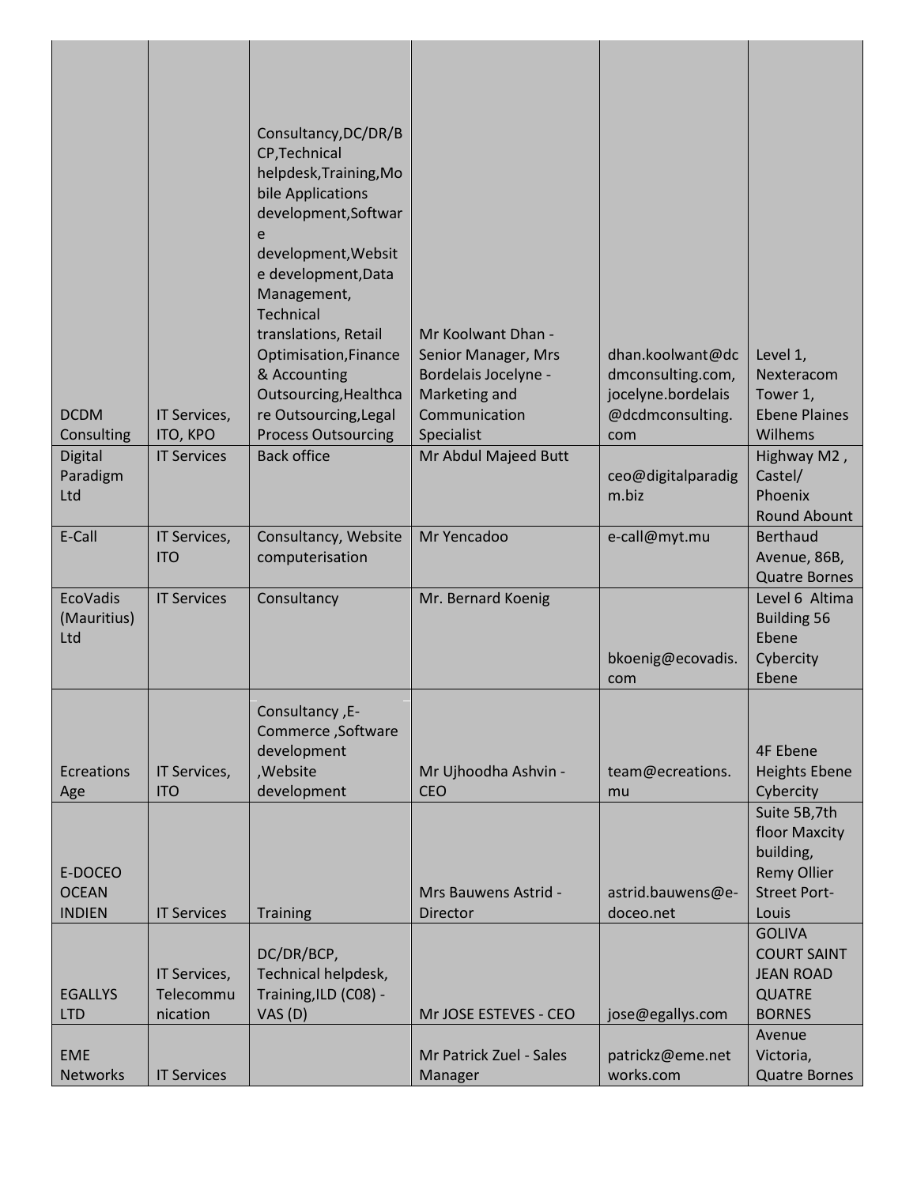| DCDM Consulting | IT Services, ITO, KPO | Consultancy,DC/DR/BCP,Technical helpdesk,Training,Mobile Applications development,Software development,Website development,Data Management, Technical translations, Retail Optimisation,Finance & Accounting Outsourcing,Healthcare Outsourcing,Legal Process Outsourcing | Mr Koolwant Dhan - Senior Manager, Mrs Bordelais Jocelyne - Marketing and Communication Specialist | dhan.koolwant@dcdmconsulting.com, jocelyne.bordelais@dcdmconsulting.com | Level 1, Nexteracom Tower 1, Ebene Plaines Wilhems |
|---|---|---|---|---|---|
| Digital Paradigm Ltd | IT Services | Back office | Mr Abdul Majeed Butt | ceo@digitalparadigm.biz | Highway M2 , Castel/ Phoenix Round About |
| E-Call | IT Services, ITO | Consultancy, Website computerisation | Mr Yencadoo | e-call@myt.mu | Berthaud Avenue, 86B, Quatre Bornes |
| EcoVadis (Mauritius) Ltd | IT Services | Consultancy | Mr. Bernard Koenig | bkoenig@ecovadis.com | Level 6 Altima Building 56 Ebene Cybercity Ebene |
| Ecreations Age | IT Services, ITO | Consultancy ,E-Commerce ,Software development ,Website development | Mr Ujhoodha Ashvin - CEO | team@ecreations.mu | 4F Ebene Heights Ebene Cybercity |
| E-DOCEO OCEAN INDIEN | IT Services | Training | Mrs Bauwens Astrid - Director | astrid.bauwens@e-doceo.net | Suite 5B,7th floor Maxcity building, Remy Ollier Street Port-Louis |
| EGALLYS LTD | IT Services, Telecommunication | DC/DR/BCP, Technical helpdesk, Training,ILD (C08) - VAS (D) | Mr JOSE ESTEVES - CEO | jose@egallys.com | GOLIVA COURT SAINT JEAN ROAD QUATRE BORNES |
| EME Networks | IT Services | | Mr Patrick Zuel - Sales Manager | patrickz@emenetworks.com | Avenue Victoria, Quatre Bornes |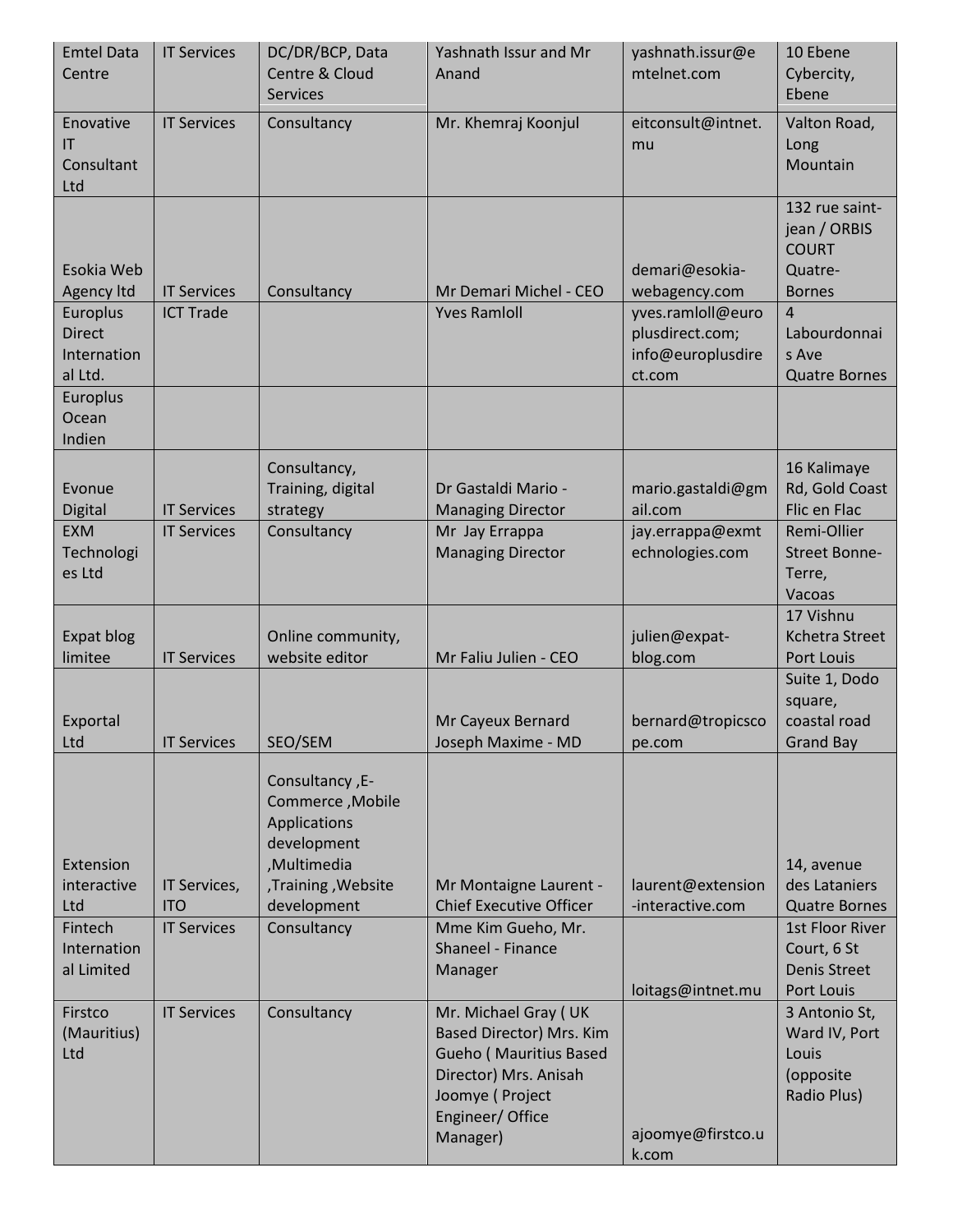| | | | | | |
|---|---|---|---|---|---|
| Emtel Data Centre | IT Services | DC/DR/BCP, Data Centre & Cloud Services | Yashnath Issur and Mr Anand | yashnath.issur@emtelnet.com | 10 Ebene Cybercity, Ebene |
| Enovative IT Consultant Ltd | IT Services | Consultancy | Mr. Khemraj Koonjul | eitconsult@intnet.mu | Valton Road, Long Mountain |
| Esokia Web Agency ltd | IT Services | Consultancy | Mr Demari Michel - CEO | demari@esokia-webagency.com | 132 rue saint-jean / ORBIS COURT Quatre-Bornes |
| Europlus Direct International Ltd. | ICT Trade | | Yves Ramloll | yves.ramloll@europlusdirect.com; info@europlusdirect.com | 4 Labourdonnais Ave Quatre Bornes |
| Europlus Ocean Indien | | | | | |
| Evonue Digital | IT Services | Consultancy, Training, digital strategy | Dr Gastaldi Mario - Managing Director | mario.gastaldi@gmail.com | 16 Kalimaye Rd, Gold Coast Flic en Flac |
| EXM Technologies Ltd | IT Services | Consultancy | Mr Jay Errappa Managing Director | jay.errappa@exmtechnologies.com | Remi-Ollier Street Bonne-Terre, Vacoas |
| Expat blog limitee | IT Services | Online community, website editor | Mr Faliu Julien - CEO | julien@expat-blog.com | 17 Vishnu Kchetra Street Port Louis |
| Exportal Ltd | IT Services | SEO/SEM | Mr Cayeux Bernard Joseph Maxime - MD | bernard@tropicscope.com | Suite 1, Dodo square, coastal road Grand Bay |
| Extension interactive Ltd | IT Services, ITO | Consultancy ,E-Commerce ,Mobile Applications development ,Multimedia ,Training ,Website development | Mr Montaigne Laurent - Chief Executive Officer | laurent@extension-interactive.com | 14, avenue des Lataniers Quatre Bornes |
| Fintech International Limited | IT Services | Consultancy | Mme Kim Gueho, Mr. Shaneel - Finance Manager | loitags@intnet.mu | 1st Floor River Court, 6 St Denis Street Port Louis |
| Firstco (Mauritius) Ltd | IT Services | Consultancy | Mr. Michael Gray ( UK Based Director) Mrs. Kim Gueho ( Mauritius Based Director) Mrs. Anisah Joomye ( Project Engineer/ Office Manager) | ajoomye@firstco.uk.com | 3 Antonio St, Ward IV, Port Louis (opposite Radio Plus) |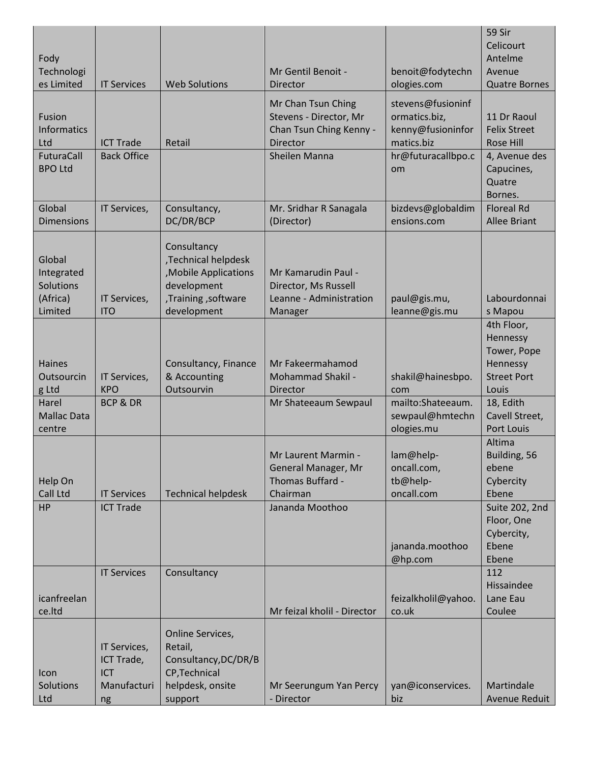| | | | | | |
|---|---|---|---|---|---|
| Fody Technologies Limited | IT Services | Web Solutions | Mr Gentil Benoit - Director | benoit@fodytechnologies.com | 59 Sir Celicourt Antelme Avenue Quatre Bornes |
| Fusion Informatics Ltd | ICT Trade | Retail | Mr Chan Tsun Ching Stevens - Director, Mr Chan Tsun Ching Kenny - Director | stevens@fusioninformatics.biz, kenny@fusioninformatics.biz | 11 Dr Raoul Felix Street Rose Hill |
| FuturaCall BPO Ltd | Back Office | | Sheilen Manna | hr@futuracallbpo.com | 4, Avenue des Capucines, Quatre Bornes. |
| Global Dimensions | IT Services, | Consultancy, DC/DR/BCP | Mr. Sridhar R Sanagala (Director) | bizdevs@globaldimensions.com | Floreal Rd Allee Briant |
| Global Integrated Solutions (Africa) Limited | IT Services, ITO | Consultancy ,Technical helpdesk ,Mobile Applications development ,Training ,software development | Mr Kamarudin Paul - Director, Ms Russell Leanne - Administration Manager | paul@gis.mu, leanne@gis.mu | Labourdonnais Mapou |
| Haines Outsourcing Ltd | IT Services, KPO | Consultancy, Finance & Accounting Outsourvin | Mr Fakeermahamod Mohammad Shakil - Director | shakil@hainesbpo.com | 4th Floor, Hennessy Tower, Pope Hennessy Street Port Louis |
| Harel Mallac Data centre | BCP & DR | | Mr Shateeaum Sewpaul | mailto:Shateeaum.sewpaul@hmtechnologies.mu | 18, Edith Cavell Street, Port Louis |
| Help On Call Ltd | IT Services | Technical helpdesk | Mr Laurent Marmin - General Manager, Mr Thomas Buffard - Chairman | lam@help-oncall.com, tb@help-oncall.com | Altima Building, 56 ebene Cybercity Ebene |
| HP | ICT Trade | | Jananda Moothoo | jananda.moothoo@hp.com | Suite 202, 2nd Floor, One Cybercity, Ebene Ebene |
| icanfreelance.ltd | IT Services | Consultancy | Mr feizal kholil - Director | feizalkholil@yahoo.co.uk | 112 Hissaindee Lane Eau Coulee |
| Icon Solutions Ltd | IT Services, ICT Trade, ICT Manufacturing | Online Services, Retail, Consultancy,DC/DR/BCP,Technical helpdesk, onsite support | Mr Seerungum Yan Percy - Director | yan@iconservices.biz | Martindale Avenue Reduit |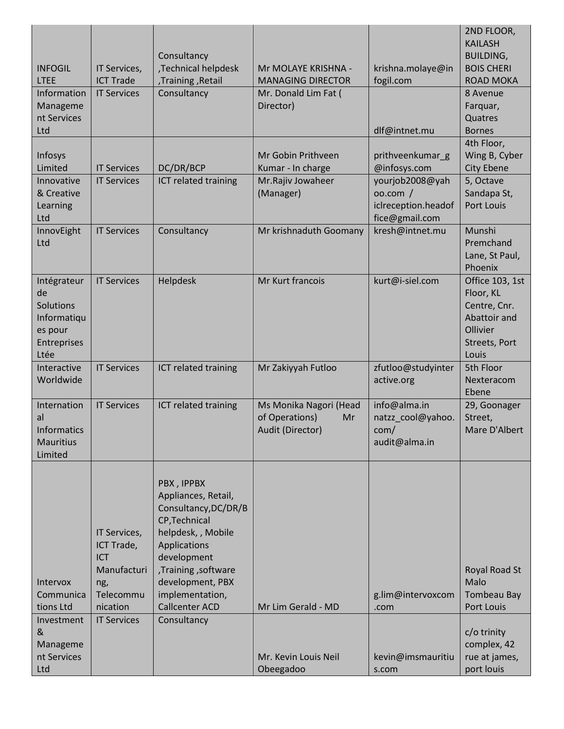| INFOGIL LTEE | IT Services, ICT Trade | Consultancy ,Technical helpdesk ,Training ,Retail | Mr MOLAYE KRISHNA - MANAGING DIRECTOR | krishna.molaye@infogil.com | 2ND FLOOR, KAILASH BUILDING, BOIS CHERI ROAD MOKA |
|---|---|---|---|---|---|
| Information Management Services Ltd | IT Services | Consultancy | Mr. Donald Lim Fat ( Director) | dlf@intnet.mu | 8 Avenue Farquar, Quatres Bornes |
| Infosys Limited | IT Services | DC/DR/BCP | Mr Gobin Prithveen Kumar - In charge | prithveenkumar_g@infosys.com | 4th Floor, Wing B, Cyber City Ebene |
| Innovative & Creative Learning Ltd | IT Services | ICT related training | Mr.Rajiv Jowaheer (Manager) | yourjob2008@yahoo.com / iclreception.headoffice@gmail.com | 5, Octave Sandapa St, Port Louis |
| InnovEight Ltd | IT Services | Consultancy | Mr krishnaduth Goomany | kresh@intnet.mu | Munshi Premchand Lane, St Paul, Phoenix |
| Intégrateur de Solutions Informatiques pour Entreprises Ltée | IT Services | Helpdesk | Mr Kurt francois | kurt@i-siel.com | Office 103, 1st Floor, KL Centre, Cnr. Abattoir and Ollivier Streets, Port Louis |
| Interactive Worldwide | IT Services | ICT related training | Mr Zakiyyah Futloo | zfutloo@studyinteractive.org | 5th Floor Nexteracom Ebene |
| International Informatics Mauritius Limited | IT Services | ICT related training | Ms Monika Nagori (Head of Operations) Mr Audit (Director) | info@alma.in natzz_cool@yahoo.com/ audit@alma.in | 29, Goonager Street, Mare D'Albert |
| Intervox Communications Ltd | IT Services, ICT Trade, ICT Manufacturing, Telecommunication | PBX , IPPBX Appliances, Retail, Consultancy,DC/DR/BCP,Technical helpdesk, , Mobile Applications development ,Training ,software development, PBX implementation, Callcenter ACD | Mr Lim Gerald - MD | g.lim@intervoxcom.com | Royal Road St Malo Tombeau Bay Port Louis |
| Investment & Management Services Ltd | IT Services | Consultancy | Mr. Kevin Louis Neil Obeegadoo | kevin@imsmauritius.com | c/o trinity complex, 42 rue at james, port louis |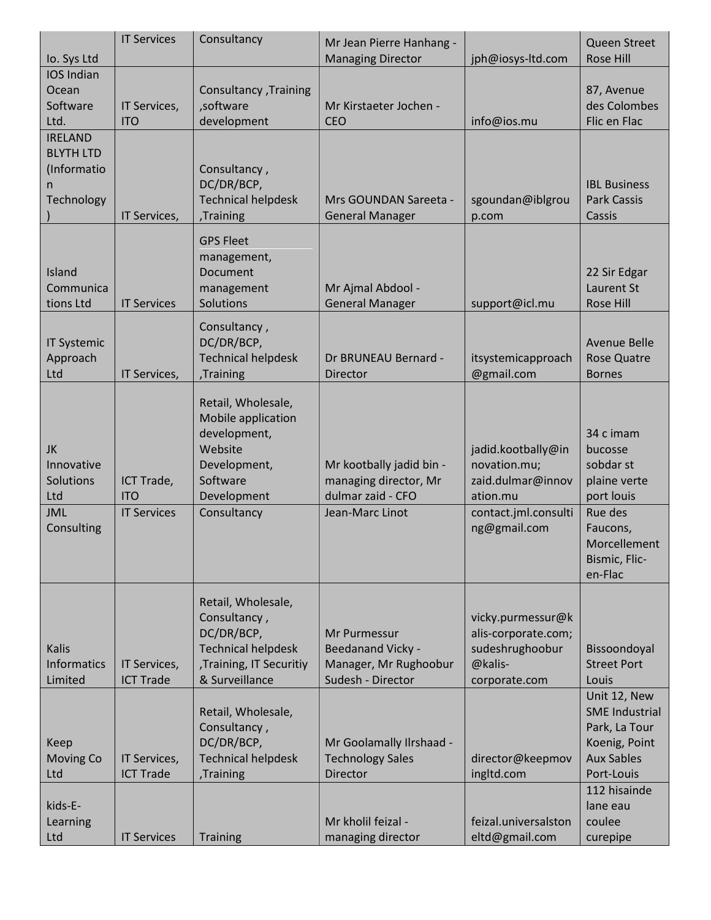| Io. Sys Ltd | IT Services | Consultancy | Mr Jean Pierre Hanhang - Managing Director | jph@iosys-ltd.com | Queen Street Rose Hill |
|---|---|---|---|---|---|
| IOS Indian Ocean Software Ltd. | IT Services, ITO | Consultancy ,Training ,software development | Mr Kirstaeter Jochen - CEO | info@ios.mu | 87, Avenue des Colombes Flic en Flac |
| IRELAND BLYTH LTD (Information Technology ) | IT Services, | Consultancy , DC/DR/BCP, Technical helpdesk ,Training | Mrs GOUNDAN Sareeta - General Manager | sgoundan@iblgroup.com | IBL Business Park Cassis Cassis |
| Island Communications Ltd | IT Services | GPS Fleet management, Document management Solutions | Mr Ajmal Abdool - General Manager | support@icl.mu | 22 Sir Edgar Laurent St Rose Hill |
| IT Systemic Approach Ltd | IT Services, | Consultancy , DC/DR/BCP, Technical helpdesk ,Training | Dr BRUNEAU Bernard - Director | itsystemicapproach@gmail.com | Avenue Belle Rose Quatre Bornes |
| JK Innovative Solutions Ltd | ICT Trade, ITO | Retail, Wholesale, Mobile application development, Website Development, Software Development | Mr kootbally jadid bin - managing director, Mr dulmar zaid - CFO | jadid.kootbally@innovation.mu; zaid.dulmar@innovation.mu | 34 c imam bucosse sobdar st plaine verte port louis |
| JML Consulting | IT Services | Consultancy | Jean-Marc Linot | contact.jml.consulting@gmail.com | Rue des Faucons, Morcellement Bismic, Flic-en-Flac |
| Kalis Informatics Limited | IT Services, ICT Trade | Retail, Wholesale, Consultancy , DC/DR/BCP, Technical helpdesk ,Training, IT Securitiy & Surveillance | Mr Purmessur Beedanand Vicky - Manager, Mr Rughoobur Sudesh - Director | vicky.purmessur@kalis-corporate.com; sudeshrughoobur@kalis-corporate.com | Bissoondoyal Street Port Louis |
| Keep Moving Co Ltd | IT Services, ICT Trade | Retail, Wholesale, Consultancy , DC/DR/BCP, Technical helpdesk ,Training | Mr Goolamally Ilrshaad - Technology Sales Director | director@keepmovingltd.com | Unit 12, New SME Industrial Park, La Tour Koenig, Point Aux Sables Port-Louis |
| kids-E-Learning Ltd | IT Services | Training | Mr kholil feizal - managing director | feizal.universalstoneltd@gmail.com | 112 hisainde lane eau coulee curepipe |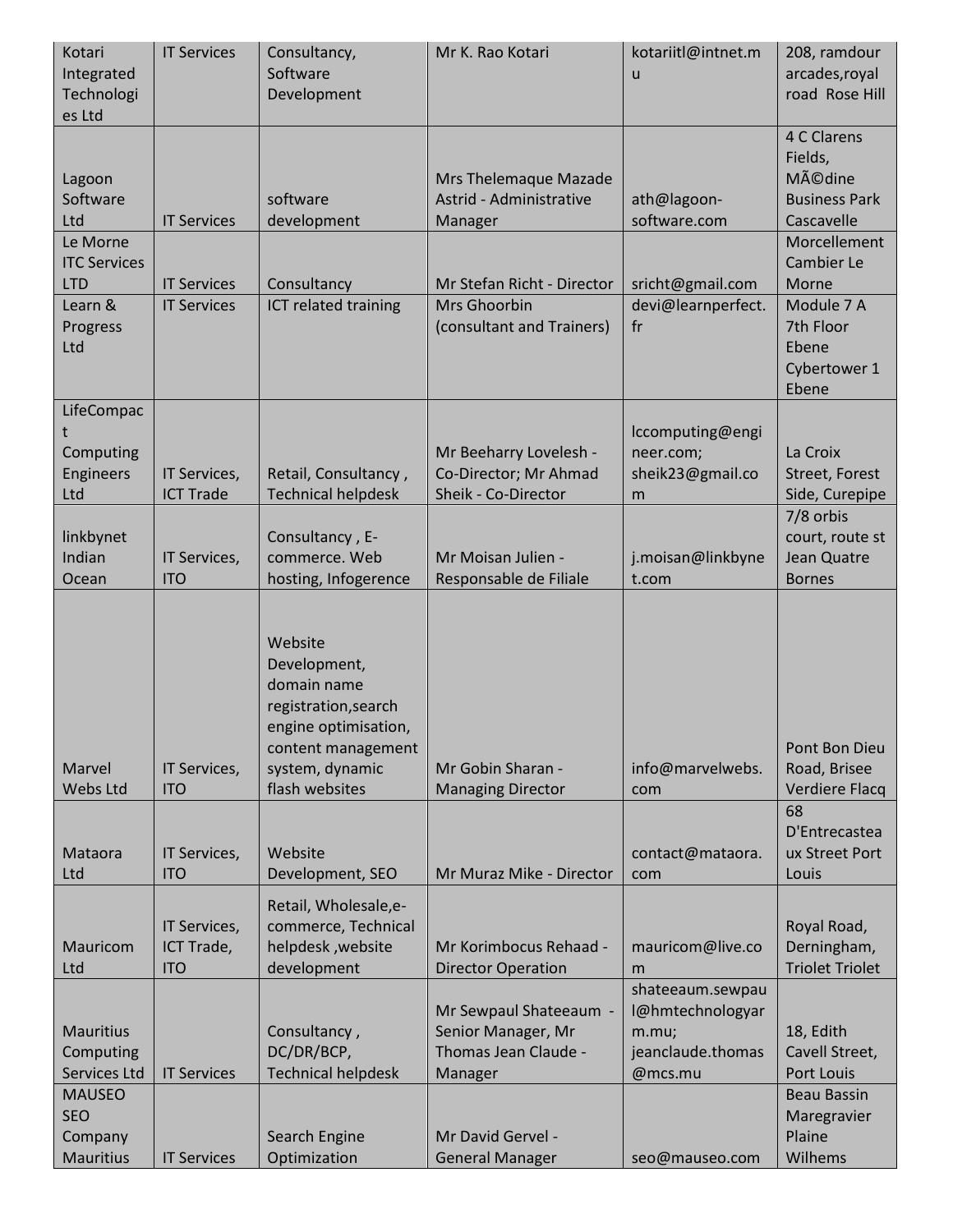| Kotari Integrated Technologies Ltd | IT Services | Consultancy, Software Development | Mr K. Rao Kotari | kotariitl@intnet.mu | 208, ramdour arcades,royal road Rose Hill |
|---|---|---|---|---|---|
| Lagoon Software Ltd | IT Services | software development | Mrs Thelemaque Mazade Astrid - Administrative Manager | ath@lagoon-software.com | 4 C Clarens Fields, MÃ©dine Business Park Cascavelle |
| Le Morne ITC Services LTD | IT Services | Consultancy | Mr Stefan Richt - Director | sricht@gmail.com | Morcellement Cambier Le Morne |
| Learn & Progress Ltd | IT Services | ICT related training | Mrs Ghoorbin (consultant and Trainers) | devi@learnperfect.fr | Module 7 A 7th Floor Ebene Cybertower 1 Ebene |
| LifeCompact Computing Engineers Ltd | IT Services, ICT Trade | Retail, Consultancy , Technical helpdesk | Mr Beeharry Lovelesh - Co-Director; Mr Ahmad Sheik - Co-Director | lccomputing@engineer.com; sheik23@gmail.com | La Croix Street, Forest Side, Curepipe |
| linkbynet Indian Ocean | IT Services, ITO | Consultancy , E-commerce. Web hosting, Infogerence | Mr Moisan Julien - Responsable de Filiale | j.moisan@linkbynet.com | 7/8 orbis court, route st Jean Quatre Bornes |
| Marvel Webs Ltd | IT Services, ITO | Website Development, domain name registration,search engine optimisation, content management system, dynamic flash websites | Mr Gobin Sharan - Managing Director | info@marvelwebs.com | Pont Bon Dieu Road, Brisee Verdiere Flacq |
| Mataora Ltd | IT Services, ITO | Website Development, SEO | Mr Muraz Mike - Director | contact@mataora.com | 68 D'Entrecasteaux Street Port Louis |
| Mauricom Ltd | IT Services, ICT Trade, ITO | Retail, Wholesale,e-commerce, Technical helpdesk ,website development | Mr Korimbocus Rehaad - Director Operation | mauricom@live.com | Royal Road, Derningham, Triolet Triolet |
| Mauritius Computing Services Ltd | IT Services | Consultancy , DC/DR/BCP, Technical helpdesk | Mr Sewpaul Shateeaum - Senior Manager, Mr Thomas Jean Claude - Manager | shateeaum.sewpaul@hmtechnologyarm.mu; jeanclaude.thomas@mcs.mu | 18, Edith Cavell Street, Port Louis |
| MAUSEO SEO Company Mauritius | IT Services | Search Engine Optimization | Mr David Gervel - General Manager | seo@mauseo.com | Beau Bassin Maregravier Plaine Wilhems |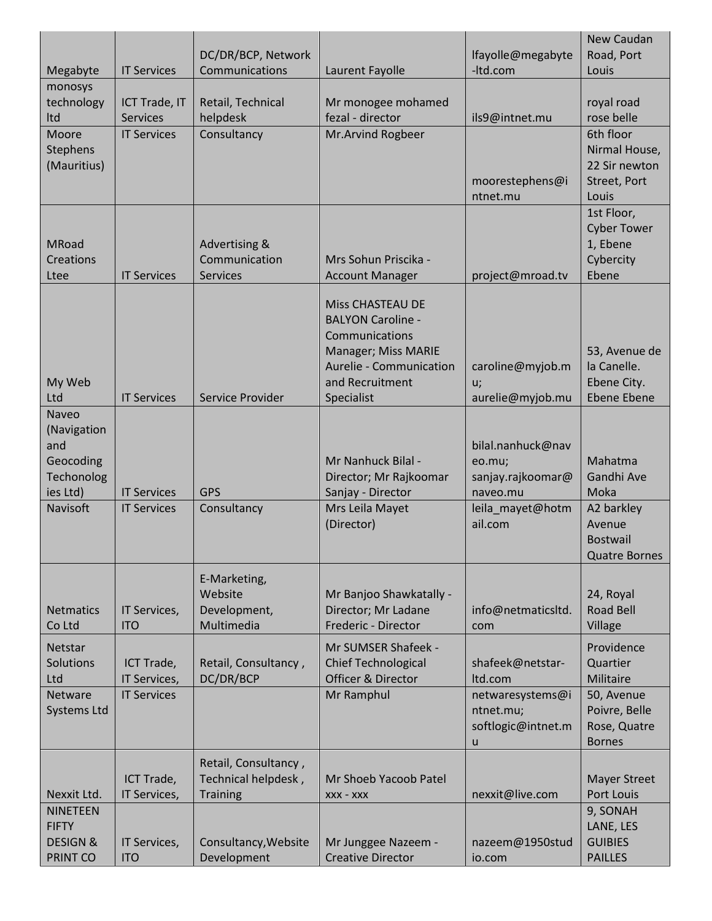| | | | | | |
|---|---|---|---|---|---|
| Megabyte | IT Services | DC/DR/BCP, Network Communications | Laurent Fayolle | lfayolle@megabyte-ltd.com | New Caudan Road, Port Louis |
| monosys technology ltd | ICT Trade, IT Services | Retail, Technical helpdesk | Mr monogee mohamed fezal - director | ils9@intnet.mu | royal road rose belle |
| Moore Stephens (Mauritius) | IT Services | Consultancy | Mr.Arvind Rogbeer | moorestephens@intnet.mu | 6th floor Nirmal House, 22 Sir newton Street, Port Louis |
| MRoad Creations Ltee | IT Services | Advertising & Communication Services | Mrs Sohun Priscika - Account Manager | project@mroad.tv | 1st Floor, Cyber Tower 1, Ebene Cybercity Ebene |
| My Web Ltd | IT Services | Service Provider | Miss CHASTEAU DE BALYON Caroline - Communications Manager; Miss MARIE Aurelie - Communication and Recruitment Specialist | caroline@myjob.mu; aurelie@myjob.mu | 53, Avenue de la Canelle. Ebene City. Ebene Ebene |
| Naveo (Navigation and Geocoding Techonologies Ltd) | IT Services | GPS | Mr Nanhuck Bilal - Director; Mr Rajkoomar Sanjay - Director | bilal.nanhuck@naveo.mu; sanjay.rajkoomar@naveo.mu | Mahatma Gandhi Ave Moka |
| Navisoft | IT Services | Consultancy | Mrs Leila Mayet (Director) | leila_mayet@hotmail.com | A2 barkley Avenue Bostwail Quatre Bornes |
| Netmatics Co Ltd | IT Services, ITO | E-Marketing, Website Development, Multimedia | Mr Banjoo Shawkatally - Director; Mr Ladane Frederic - Director | info@netmaticsltd.com | 24, Royal Road Bell Village |
| Netstar Solutions Ltd | ICT Trade, IT Services, | Retail, Consultancy , DC/DR/BCP | Mr SUMSER Shafeek - Chief Technological Officer & Director | shafeek@netstar-ltd.com | Providence Quartier Militaire |
| Netware Systems Ltd | IT Services | | Mr Ramphul | netwaresystems@intnet.mu; softlogic@intnet.mu | 50, Avenue Poivre, Belle Rose, Quatre Bornes |
| Nexxit Ltd. | ICT Trade, IT Services, | Retail, Consultancy , Technical helpdesk , Training | Mr Shoeb Yacoob Patel xxx - xxx | nexxit@live.com | Mayer Street Port Louis |
| NINETEEN FIFTY DESIGN & PRINT CO | IT Services, ITO | Consultancy,Website Development | Mr Junggee Nazeem - Creative Director | nazeem@1950studio.com | 9, SONAH LANE, LES GUIBIES PAILLES |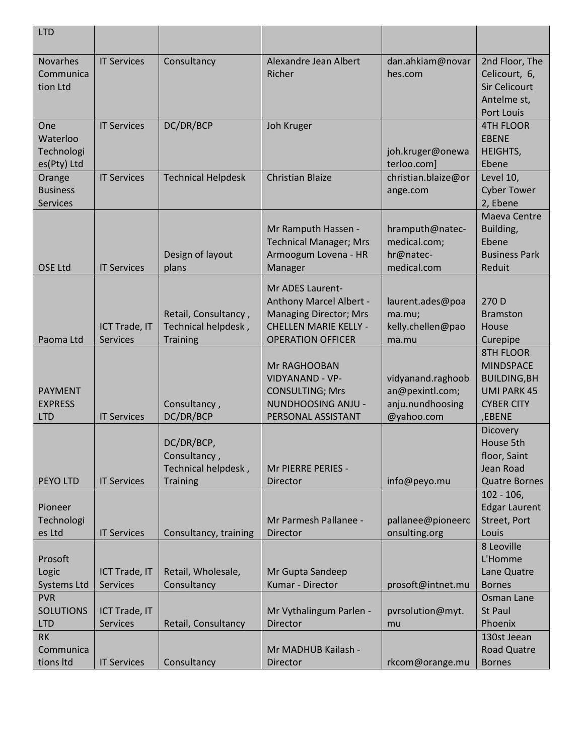| | | | | | |
|---|---|---|---|---|---|
| LTD | | | | | |
| Novarhes Communication Ltd | IT Services | Consultancy | Alexandre Jean Albert Richer | dan.ahkiam@novarhes.com | 2nd Floor, The Celicourt, 6, Sir Celicourt Antelme st, Port Louis |
| One Waterloo Technologies(Pty) Ltd | IT Services | DC/DR/BCP | Joh Kruger | joh.kruger@onewaterloo.com] | 4TH FLOOR EBENE HEIGHTS, Ebene |
| Orange Business Services | IT Services | Technical Helpdesk | Christian Blaize | christian.blaize@orange.com | Level 10, Cyber Tower 2, Ebene |
| OSE Ltd | IT Services | Design of layout plans | Mr Ramputh Hassen - Technical Manager; Mrs Armoogum Lovena - HR Manager | hramputh@natec-medical.com; hr@natec-medical.com | Maeva Centre Building, Ebene Business Park Reduit |
| Paoma Ltd | ICT Trade, IT Services | Retail, Consultancy , Technical helpdesk , Training | Mr ADES Laurent-Anthony Marcel Albert - Managing Director; Mrs CHELLEN MARIE KELLY - OPERATION OFFICER | laurent.ades@poama.mu; kelly.chellen@paoma.mu | 270 D Bramston House Curepipe |
| PAYMENT EXPRESS LTD | IT Services | Consultancy , DC/DR/BCP | Mr RAGHOOBAN VIDYANAND - VP-CONSULTING; Mrs NUNDHOOSING ANJU - PERSONAL ASSISTANT | vidyanand.raghooban@pexintl.com; anju.nundhoosing@yahoo.com | 8TH FLOOR MINDSPACE BUILDING,BHUMI PARK 45 CYBER CITY ,EBENE |
| PEYO LTD | IT Services | DC/DR/BCP, Consultancy , Technical helpdesk , Training | Mr PIERRE PERIES - Director | info@peyo.mu | Dicovery House 5th floor, Saint Jean Road Quatre Bornes |
| Pioneer Technologies Ltd | IT Services | Consultancy, training | Mr Parmesh Pallanee - Director | pallanee@pioneerconsulting.org | 102 - 106, Edgar Laurent Street, Port Louis |
| Prosoft Logic Systems Ltd | ICT Trade, IT Services | Retail, Wholesale, Consultancy | Mr Gupta Sandeep Kumar - Director | prosoft@intnet.mu | 8 Leoville L'Homme Lane Quatre Bornes |
| PVR SOLUTIONS LTD | ICT Trade, IT Services | Retail, Consultancy | Mr Vythalingum Parlen - Director | pvrsolution@myt.mu | Osman Lane St Paul Phoenix |
| RK Communications ltd | IT Services | Consultancy | Mr MADHUB Kailash - Director | rkcom@orange.mu | 130st Jeean Road Quatre Bornes |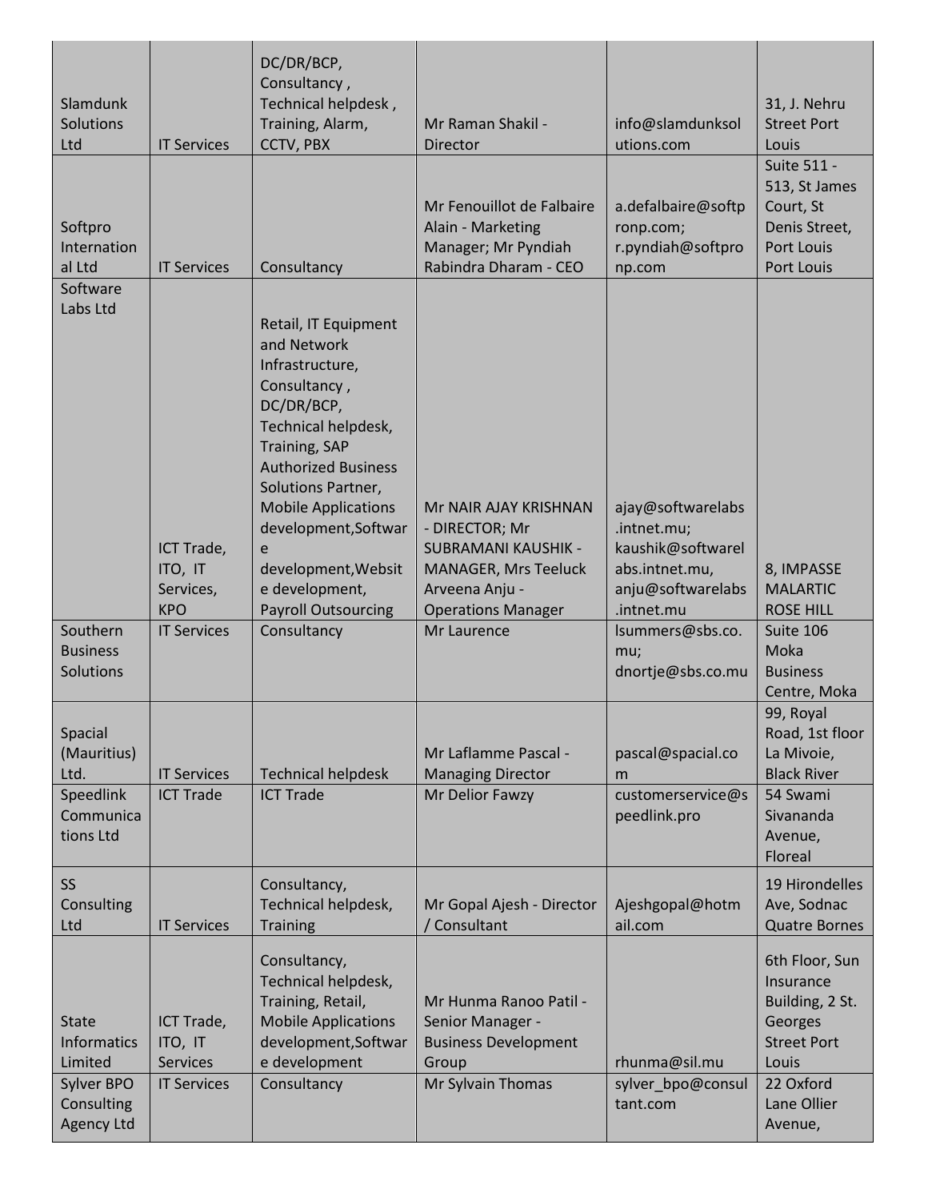| | | | | | |
|---|---|---|---|---|---|
| Slamdunk Solutions Ltd | IT Services | DC/DR/BCP, Consultancy , Technical helpdesk , Training, Alarm, CCTV, PBX | Mr Raman Shakil - Director | info@slamdunksolutions.com | 31, J. Nehru Street Port Louis |
| Softpro International Ltd | IT Services | Consultancy | Mr Fenouillot de Falbaire Alain - Marketing Manager; Mr Pyndiah Rabindra Dharam - CEO | a.defalbaire@softpronp.com; r.pyndiah@softpronp.com | Suite 511 - 513, St James Court, St Denis Street, Port Louis Port Louis |
| Software Labs Ltd | ICT Trade, ITO, IT Services, KPO | Retail, IT Equipment and Network Infrastructure, Consultancy , DC/DR/BCP, Technical helpdesk, Training, SAP Authorized Business Solutions Partner, Mobile Applications development,Software development,Website development, Payroll Outsourcing | Mr NAIR AJAY KRISHNAN - DIRECTOR; Mr SUBRAMANI KAUSHIK - MANAGER, Mrs Teeluck Arveena Anju - Operations Manager | ajay@softwarelabs.intnet.mu; kaushik@softwarelabs.intnet.mu, anju@softwarelabs.intnet.mu | 8, IMPASSE MALARTIC ROSE HILL |
| Southern Business Solutions | IT Services | Consultancy | Mr Laurence | lsummers@sbs.co.mu; dnortje@sbs.co.mu | Suite 106 Moka Business Centre, Moka |
| Spacial (Mauritius) Ltd. | IT Services | Technical helpdesk | Mr Laflamme Pascal - Managing Director | pascal@spacial.com | 99, Royal Road, 1st floor La Mivoie, Black River |
| Speedlink Communications Ltd | ICT Trade | ICT Trade | Mr Delior Fawzy | customerservice@speedlink.pro | 54 Swami Sivananda Avenue, Floreal |
| SS Consulting Ltd | IT Services | Consultancy, Technical helpdesk, Training | Mr Gopal Ajesh - Director / Consultant | Ajeshgopal@hotmail.com | 19 Hirondelles Ave, Sodnac Quatre Bornes |
| State Informatics Limited | ICT Trade, ITO, IT Services | Consultancy, Technical helpdesk, Training, Retail, Mobile Applications development,Software development | Mr Hunma Ranoo Patil - Senior Manager - Business Development Group | rhunma@sil.mu | 6th Floor, Sun Insurance Building, 2 St. Georges Street Port Louis |
| Sylver BPO Consulting Agency Ltd | IT Services | Consultancy | Mr Sylvain Thomas | sylver_bpo@consultant.com | 22 Oxford Lane Ollier Avenue, |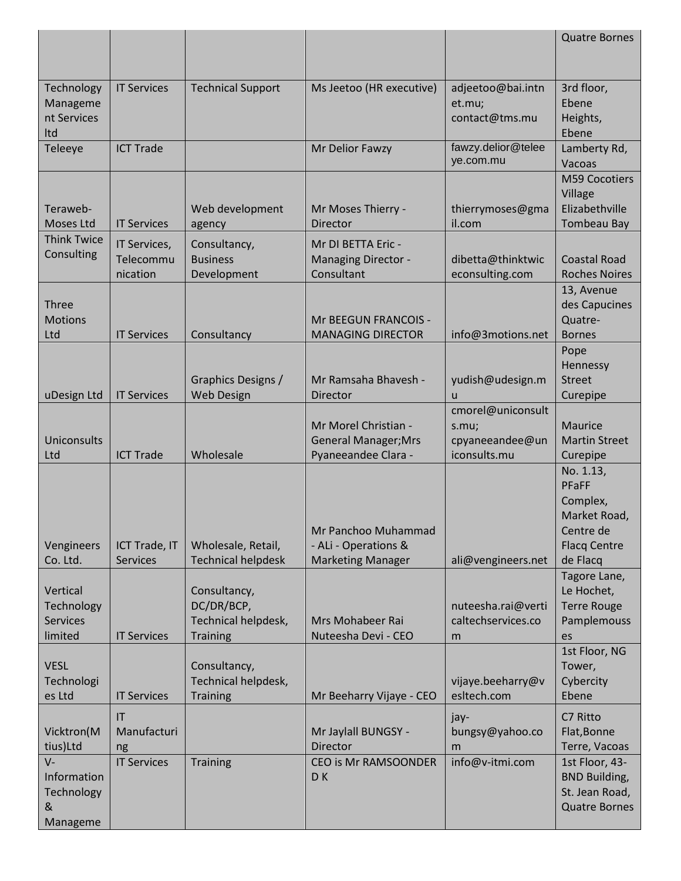| | | | | | |
|---|---|---|---|---|---|
| | | | | | Quatre Bornes |
| Technology Management Services ltd | IT Services | Technical Support | Ms Jeetoo (HR executive) | adjeetoo@bai.intnet.mu; contact@tms.mu | 3rd floor, Ebene Heights, Ebene |
| Teleeye | ICT Trade | | Mr Delior Fawzy | fawzy.delior@teleeye.com.mu | Lamberty Rd, Vacoas |
| Teraweb-Moses Ltd | IT Services | Web development agency | Mr Moses Thierry - Director | thierrymoses@gmail.com | M59 Cocotiers Village Elizabethville Tombeau Bay |
| Think Twice Consulting | IT Services, Telecommunication | Consultancy, Business Development | Mr DI BETTA Eric - Managing Director - Consultant | dibetta@thinktwiceconsulting.com | Coastal Road Roches Noires |
| Three Motions Ltd | IT Services | Consultancy | Mr BEEGUN FRANCOIS - MANAGING DIRECTOR | info@3motions.net | 13, Avenue des Capucines Quatre-Bornes |
| uDesign Ltd | IT Services | Graphics Designs / Web Design | Mr Ramsaha Bhavesh - Director | yudish@udesign.mu | Pope Hennessy Street Curepipe |
| Uniconsults Ltd | ICT Trade | Wholesale | Mr Morel Christian - General Manager;Mrs Pyaneeandee Clara - | cmorel@uniconsults.mu; cpyaneeandee@uniconsults.mu | Maurice Martin Street Curepipe |
| Vengineers Co. Ltd. | ICT Trade, IT Services | Wholesale, Retail, Technical helpdesk | Mr Panchoo Muhammad - ALi - Operations & Marketing Manager | ali@vengineers.net | No. 1.13, PFaFF Complex, Market Road, Centre de Flacq Centre de Flacq |
| Vertical Technology Services limited | IT Services | Consultancy, DC/DR/BCP, Technical helpdesk, Training | Mrs Mohabeer Rai Nuteesha Devi - CEO | nuteesha.rai@verticaltechservices.com | Tagore Lane, Le Hochet, Terre Rouge Pamplemousses |
| VESL Technologies Ltd | IT Services | Consultancy, Technical helpdesk, Training | Mr Beeharry Vijaye - CEO | vijaye.beeharry@vesltech.com | 1st Floor, NG Tower, Cybercity Ebene |
| Vicktron(Mtius)Ltd | IT Manufacturing | | Mr Jaylall BUNGSY - Director | jay-bungsy@yahoo.com | C7 Ritto Flat,Bonne Terre, Vacoas |
| V-Information Technology & Manageme | IT Services | Training | CEO is Mr RAMSOONDER D K | info@v-itmi.com | 1st Floor, 43-BND Building, St. Jean Road, Quatre Bornes |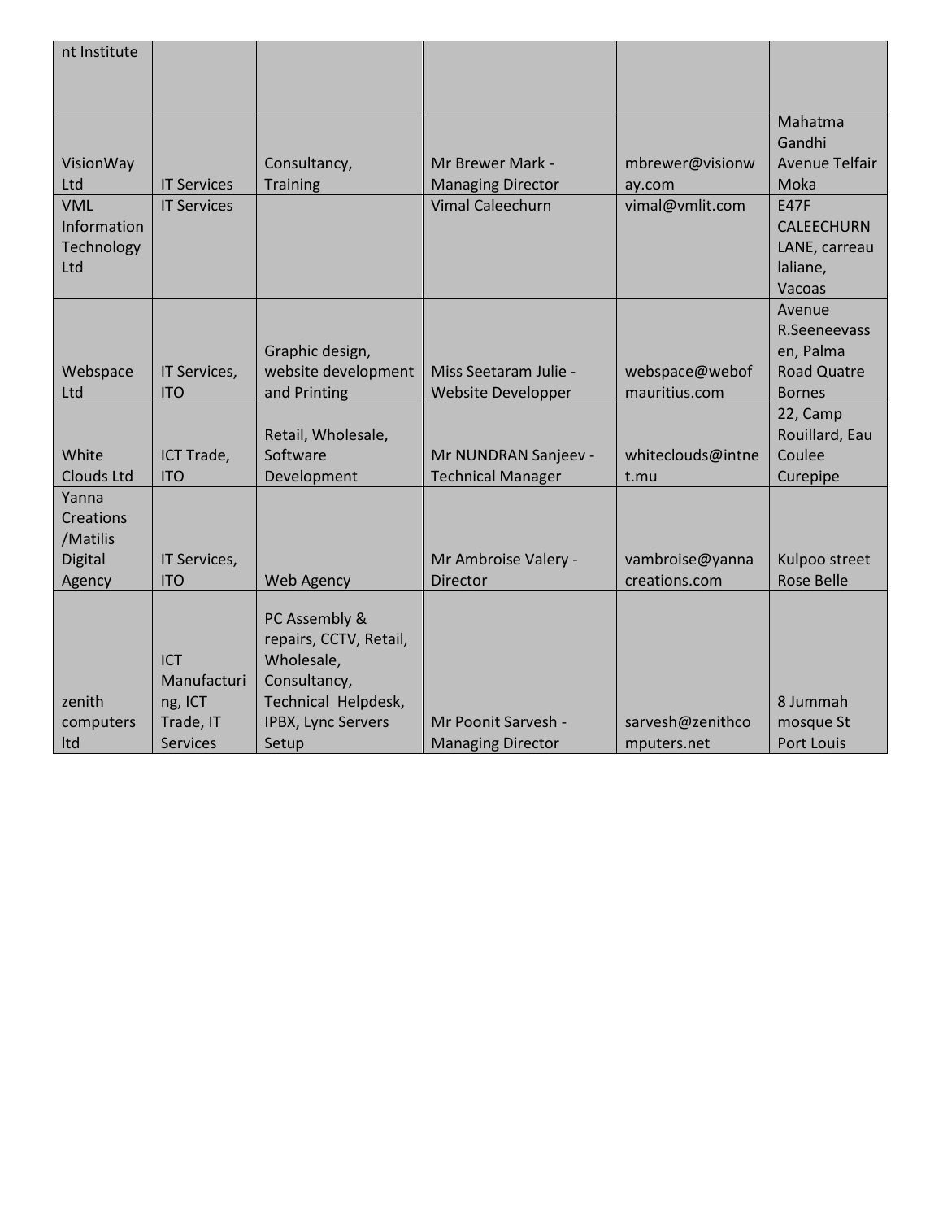| | | | | | |
|---|---|---|---|---|---|
| nt Institute | | | | | |
| VisionWay Ltd | IT Services | Consultancy, Training | Mr Brewer Mark - Managing Director | mbrewer@visionway.com | Mahatma Gandhi Avenue Telfair Moka |
| VML Information Technology Ltd | IT Services | | Vimal Caleechurn | vimal@vmlit.com | E47F CALEECHURN LANE, carreau laliane, Vacoas |
| Webspace Ltd | IT Services, ITO | Graphic design, website development and Printing | Miss Seetaram Julie - Website Developper | webspace@webofmauritius.com | Avenue R.Seeneevassen, Palma Road Quatre Bornes |
| White Clouds Ltd | ICT Trade, ITO | Retail, Wholesale, Software Development | Mr NUNDRAN Sanjeev - Technical Manager | whiteclouds@intnet.mu | 22, Camp Rouillard, Eau Coulee Curepipe |
| Yanna Creations /Matilis Digital Agency | IT Services, ITO | Web Agency | Mr Ambroise Valery - Director | vambroise@yannacreations.com | Kulpoo street Rose Belle |
| zenith computers ltd | ICT Manufacturing, ICT Trade, IT Services | PC Assembly & repairs, CCTV, Retail, Wholesale, Consultancy, Technical Helpdesk, IPBX, Lync Servers Setup | Mr Poonit Sarvesh - Managing Director | sarvesh@zenithcomputers.net | 8 Jummah mosque St Port Louis |